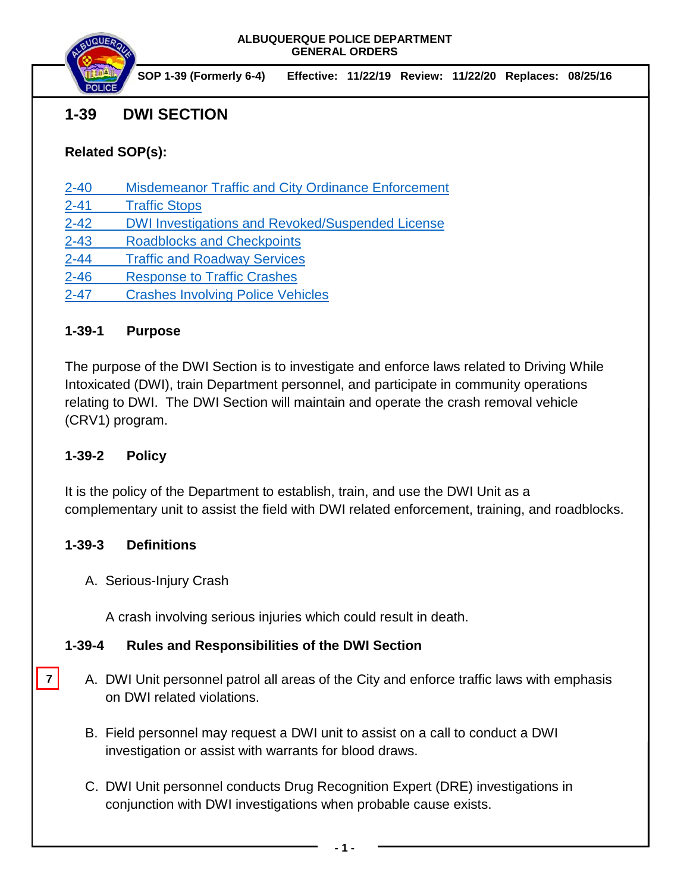ALBUQUERQUE POLICE DEPARTMENT
GENERAL ORDERS

**SOP 1-39 (Formerly 6-4)** **Effective: 11/22/19** **Review: 11/22/20** **Replaces: 08/25/16**

# 1-39 DWI SECTION

**Related SOP(s):**

2-40 Misdemeanor Traffic and City Ordinance Enforcement
2-41 Traffic Stops
2-42 DWI Investigations and Revoked/Suspended License
2-43 Roadblocks and Checkpoints
2-44 Traffic and Roadway Services
2-46 Response to Traffic Crashes
2-47 Crashes Involving Police Vehicles

## 1-39-1 Purpose

The purpose of the DWI Section is to investigate and enforce laws related to Driving While Intoxicated (DWI), train Department personnel, and participate in community operations relating to DWI. The DWI Section will maintain and operate the crash removal vehicle (CRV1) program.

## 1-39-2 Policy

It is the policy of the Department to establish, train, and use the DWI Unit as a complementary unit to assist the field with DWI related enforcement, training, and roadblocks.

## 1-39-3 Definitions

A. Serious-Injury Crash

A crash involving serious injuries which could result in death.

## 1-39-4 Rules and Responsibilities of the DWI Section

7

A. DWI Unit personnel patrol all areas of the City and enforce traffic laws with emphasis on DWI related violations.

B. Field personnel may request a DWI unit to assist on a call to conduct a DWI investigation or assist with warrants for blood draws.

C. DWI Unit personnel conducts Drug Recognition Expert (DRE) investigations in conjunction with DWI investigations when probable cause exists.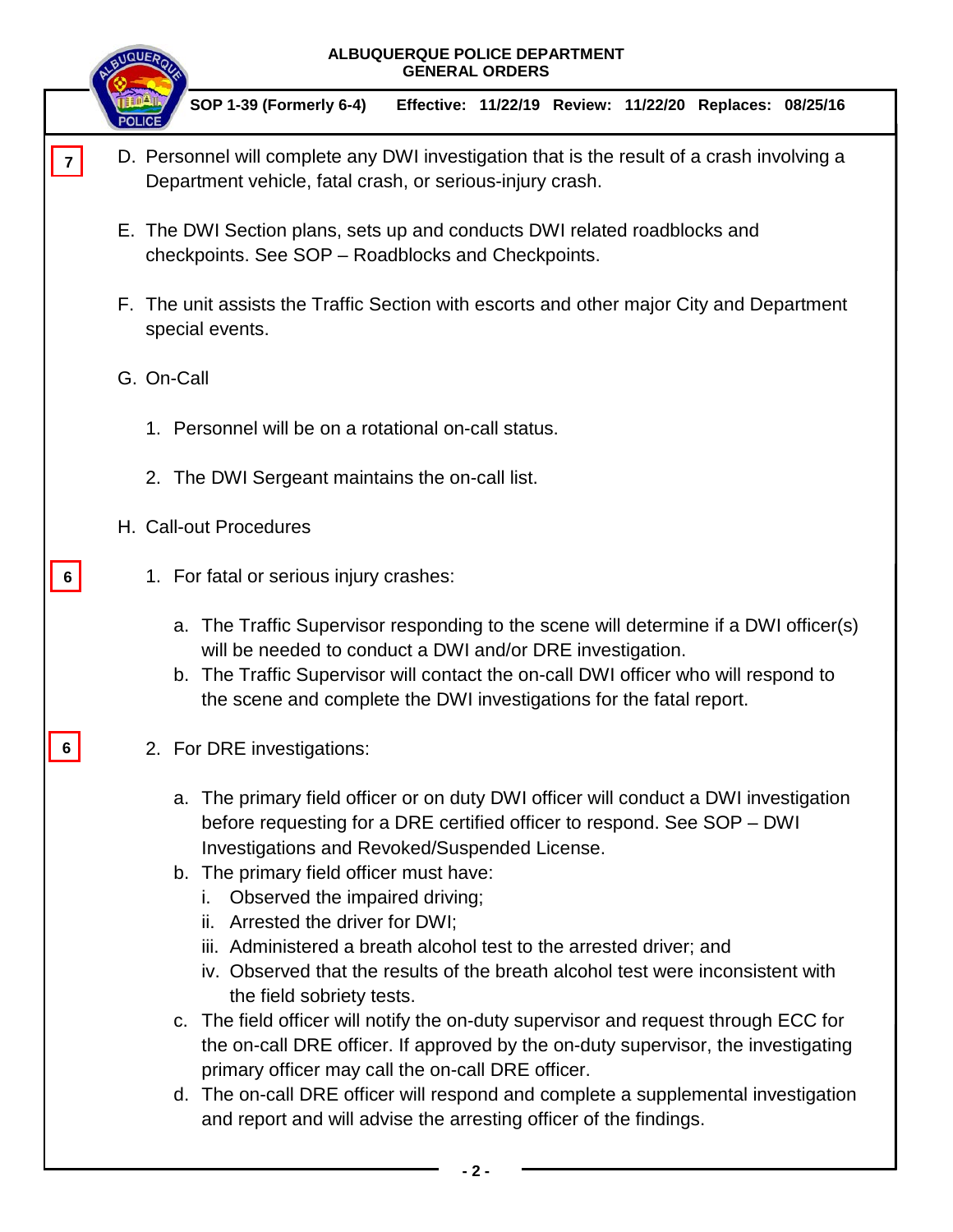7 D. Personnel will complete any DWI investigation that is the result of a crash involving a Department vehicle, fatal crash, or serious-injury crash.

E. The DWI Section plans, sets up and conducts DWI related roadblocks and checkpoints. See SOP – Roadblocks and Checkpoints.

F. The unit assists the Traffic Section with escorts and other major City and Department special events.

G. On-Call

1. Personnel will be on a rotational on-call status.

2. The DWI Sergeant maintains the on-call list.

H. Call-out Procedures

6 1. For fatal or serious injury crashes:

a. The Traffic Supervisor responding to the scene will determine if a DWI officer(s) will be needed to conduct a DWI and/or DRE investigation.
b. The Traffic Supervisor will contact the on-call DWI officer who will respond to the scene and complete the DWI investigations for the fatal report.

6 2. For DRE investigations:

a. The primary field officer or on duty DWI officer will conduct a DWI investigation before requesting for a DRE certified officer to respond. See SOP – DWI Investigations and Revoked/Suspended License.
b. The primary field officer must have:
   i. Observed the impaired driving;
   ii. Arrested the driver for DWI;
   iii. Administered a breath alcohol test to the arrested driver; and
   iv. Observed that the results of the breath alcohol test were inconsistent with the field sobriety tests.
c. The field officer will notify the on-duty supervisor and request through ECC for the on-call DRE officer. If approved by the on-duty supervisor, the investigating primary officer may call the on-call DRE officer.
d. The on-call DRE officer will respond and complete a supplemental investigation and report and will advise the arresting officer of the findings.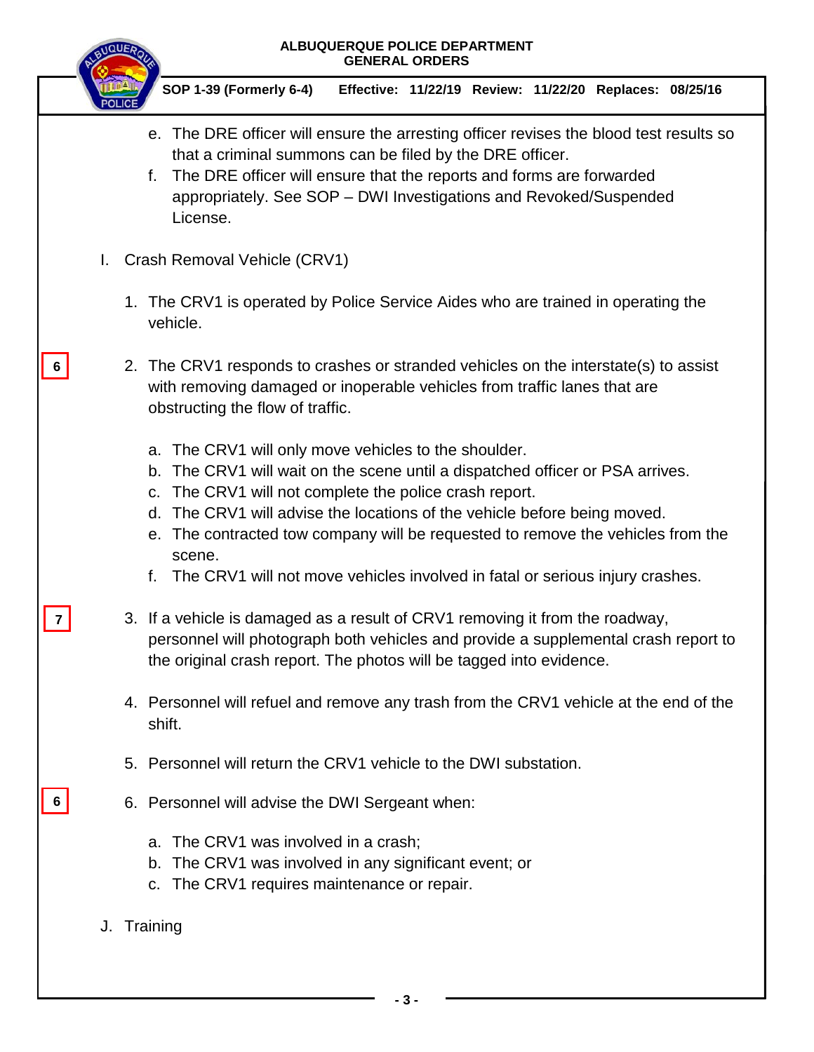e. The DRE officer will ensure the arresting officer revises the blood test results so that a criminal summons can be filed by the DRE officer.
f. The DRE officer will ensure that the reports and forms are forwarded appropriately. See SOP – DWI Investigations and Revoked/Suspended License.

I. Crash Removal Vehicle (CRV1)

1. The CRV1 is operated by Police Service Aides who are trained in operating the vehicle.

6

2. The CRV1 responds to crashes or stranded vehicles on the interstate(s) to assist with removing damaged or inoperable vehicles from traffic lanes that are obstructing the flow of traffic.

   a. The CRV1 will only move vehicles to the shoulder.
   b. The CRV1 will wait on the scene until a dispatched officer or PSA arrives.
   c. The CRV1 will not complete the police crash report.
   d. The CRV1 will advise the locations of the vehicle before being moved.
   e. The contracted tow company will be requested to remove the vehicles from the scene.
   f. The CRV1 will not move vehicles involved in fatal or serious injury crashes.

7

3. If a vehicle is damaged as a result of CRV1 removing it from the roadway, personnel will photograph both vehicles and provide a supplemental crash report to the original crash report. The photos will be tagged into evidence.

4. Personnel will refuel and remove any trash from the CRV1 vehicle at the end of the shift.

5. Personnel will return the CRV1 vehicle to the DWI substation.

6

6. Personnel will advise the DWI Sergeant when:

   a. The CRV1 was involved in a crash;
   b. The CRV1 was involved in any significant event; or
   c. The CRV1 requires maintenance or repair.

J. Training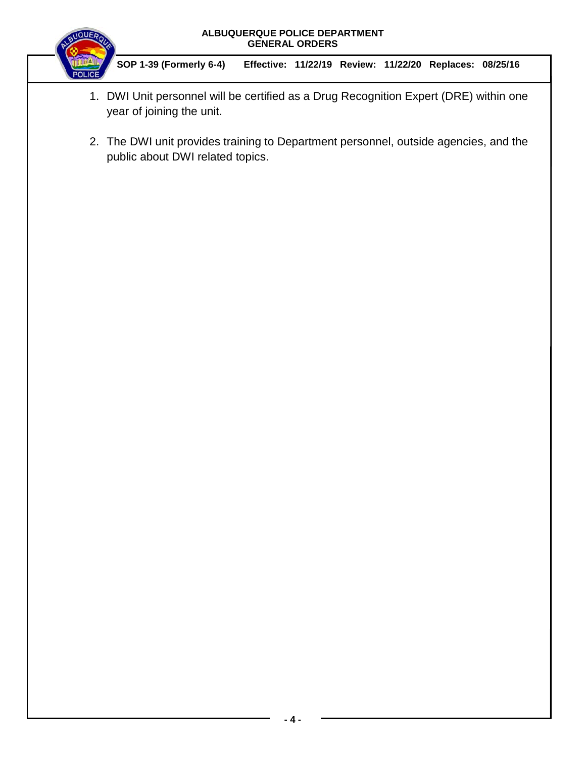1. DWI Unit personnel will be certified as a Drug Recognition Expert (DRE) within one year of joining the unit.

2. The DWI unit provides training to Department personnel, outside agencies, and the public about DWI related topics.